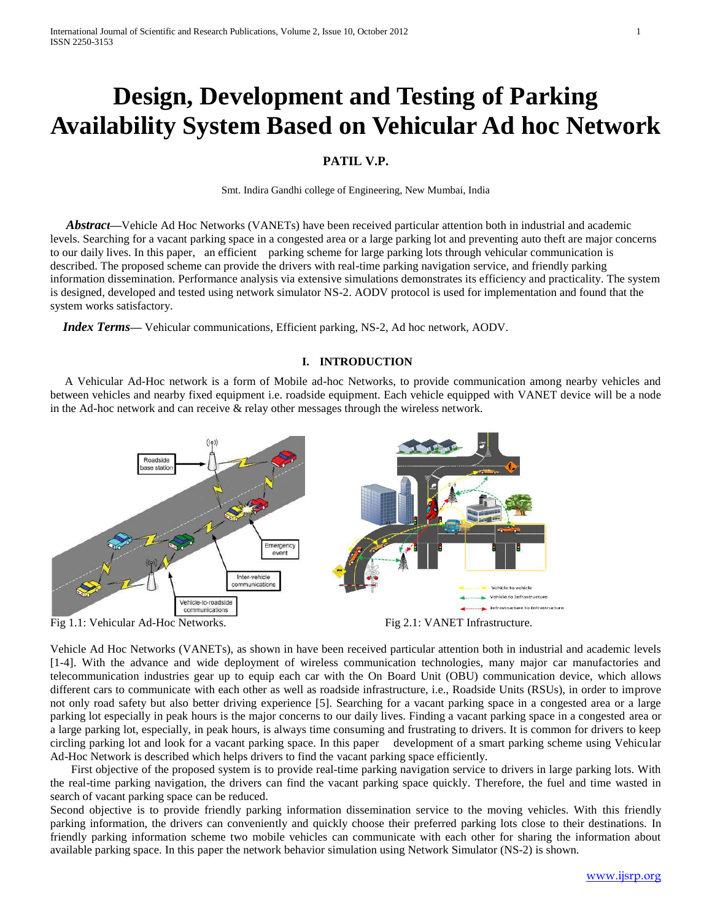# Design, Development and Testing of Parking Availability System Based on Vehicular Ad hoc Network

**PATIL V.P.**

Smt. Indira Gandhi college of Engineering, New Mumbai, India

***Abstract*—**Vehicle Ad Hoc Networks (VANETs) have been received particular attention both in industrial and academic levels. Searching for a vacant parking space in a congested area or a large parking lot and preventing auto theft are major concerns to our daily lives. In this paper, an efficient parking scheme for large parking lots through vehicular communication is described. The proposed scheme can provide the drivers with real-time parking navigation service, and friendly parking information dissemination. Performance analysis via extensive simulations demonstrates its efficiency and practicality. The system is designed, developed and tested using network simulator NS-2. AODV protocol is used for implementation and found that the system works satisfactory.

***Index Terms*—** Vehicular communications, Efficient parking, NS-2, Ad hoc network, AODV.

## I. INTRODUCTION

A Vehicular Ad-Hoc network is a form of Mobile ad-hoc Networks, to provide communication among nearby vehicles and between vehicles and nearby fixed equipment i.e. roadside equipment. Each vehicle equipped with VANET device will be a node in the Ad-hoc network and can receive & relay other messages through the wireless network.

Roadside base station

Emergency event

Inter-vehicle communications

Vehicle-to-roadside communications

Fig 1.1: Vehicular Ad-Hoc Networks.

Vehicle to vehicle

Vehicle to Infrastructure

Infrastructure to Infrastructure

Fig 2.1: VANET Infrastructure.

Vehicle Ad Hoc Networks (VANETs), as shown in have been received particular attention both in industrial and academic levels [1-4]. With the advance and wide deployment of wireless communication technologies, many major car manufactories and telecommunication industries gear up to equip each car with the On Board Unit (OBU) communication device, which allows different cars to communicate with each other as well as roadside infrastructure, i.e., Roadside Units (RSUs), in order to improve not only road safety but also better driving experience [5]. Searching for a vacant parking space in a congested area or a large parking lot especially in peak hours is the major concerns to our daily lives. Finding a vacant parking space in a congested area or a large parking lot, especially, in peak hours, is always time consuming and frustrating to drivers. It is common for drivers to keep circling parking lot and look for a vacant parking space. In this paper development of a smart parking scheme using Vehicular Ad-Hoc Network is described which helps drivers to find the vacant parking space efficiently.

First objective of the proposed system is to provide real-time parking navigation service to drivers in large parking lots. With the real-time parking navigation, the drivers can find the vacant parking space quickly. Therefore, the fuel and time wasted in search of vacant parking space can be reduced.

Second objective is to provide friendly parking information dissemination service to the moving vehicles. With this friendly parking information, the drivers can conveniently and quickly choose their preferred parking lots close to their destinations. In friendly parking information scheme two mobile vehicles can communicate with each other for sharing the information about available parking space. In this paper the network behavior simulation using Network Simulator (NS-2) is shown.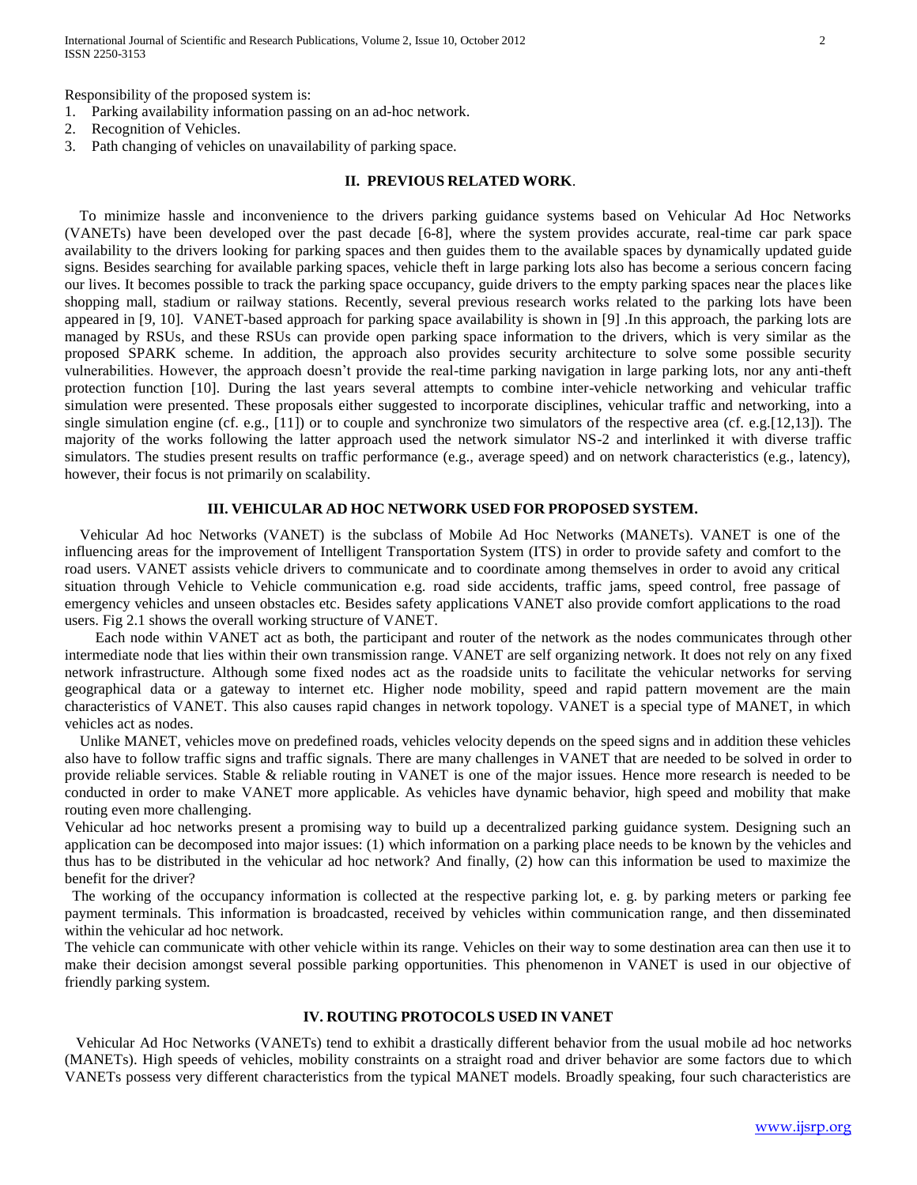Responsibility of the proposed system is:

1. Parking availability information passing on an ad-hoc network.
2. Recognition of Vehicles.
3. Path changing of vehicles on unavailability of parking space.

## II. PREVIOUS RELATED WORK.

To minimize hassle and inconvenience to the drivers parking guidance systems based on Vehicular Ad Hoc Networks (VANETs) have been developed over the past decade [6-8], where the system provides accurate, real-time car park space availability to the drivers looking for parking spaces and then guides them to the available spaces by dynamically updated guide signs. Besides searching for available parking spaces, vehicle theft in large parking lots also has become a serious concern facing our lives. It becomes possible to track the parking space occupancy, guide drivers to the empty parking spaces near the places like shopping mall, stadium or railway stations. Recently, several previous research works related to the parking lots have been appeared in [9, 10]. VANET-based approach for parking space availability is shown in [9] .In this approach, the parking lots are managed by RSUs, and these RSUs can provide open parking space information to the drivers, which is very similar as the proposed SPARK scheme. In addition, the approach also provides security architecture to solve some possible security vulnerabilities. However, the approach doesn't provide the real-time parking navigation in large parking lots, nor any anti-theft protection function [10]. During the last years several attempts to combine inter-vehicle networking and vehicular traffic simulation were presented. These proposals either suggested to incorporate disciplines, vehicular traffic and networking, into a single simulation engine (cf. e.g., [11]) or to couple and synchronize two simulators of the respective area (cf. e.g.[12,13]). The majority of the works following the latter approach used the network simulator NS-2 and interlinked it with diverse traffic simulators. The studies present results on traffic performance (e.g., average speed) and on network characteristics (e.g., latency), however, their focus is not primarily on scalability.

## III. VEHICULAR AD HOC NETWORK USED FOR PROPOSED SYSTEM.

Vehicular Ad hoc Networks (VANET) is the subclass of Mobile Ad Hoc Networks (MANETs). VANET is one of the influencing areas for the improvement of Intelligent Transportation System (ITS) in order to provide safety and comfort to the road users. VANET assists vehicle drivers to communicate and to coordinate among themselves in order to avoid any critical situation through Vehicle to Vehicle communication e.g. road side accidents, traffic jams, speed control, free passage of emergency vehicles and unseen obstacles etc. Besides safety applications VANET also provide comfort applications to the road users. Fig 2.1 shows the overall working structure of VANET.

Each node within VANET act as both, the participant and router of the network as the nodes communicates through other intermediate node that lies within their own transmission range. VANET are self organizing network. It does not rely on any fixed network infrastructure. Although some fixed nodes act as the roadside units to facilitate the vehicular networks for serving geographical data or a gateway to internet etc. Higher node mobility, speed and rapid pattern movement are the main characteristics of VANET. This also causes rapid changes in network topology. VANET is a special type of MANET, in which vehicles act as nodes.

Unlike MANET, vehicles move on predefined roads, vehicles velocity depends on the speed signs and in addition these vehicles also have to follow traffic signs and traffic signals. There are many challenges in VANET that are needed to be solved in order to provide reliable services. Stable & reliable routing in VANET is one of the major issues. Hence more research is needed to be conducted in order to make VANET more applicable. As vehicles have dynamic behavior, high speed and mobility that make routing even more challenging.

Vehicular ad hoc networks present a promising way to build up a decentralized parking guidance system. Designing such an application can be decomposed into major issues: (1) which information on a parking place needs to be known by the vehicles and thus has to be distributed in the vehicular ad hoc network? And finally, (2) how can this information be used to maximize the benefit for the driver?

The working of the occupancy information is collected at the respective parking lot, e. g. by parking meters or parking fee payment terminals. This information is broadcasted, received by vehicles within communication range, and then disseminated within the vehicular ad hoc network.

The vehicle can communicate with other vehicle within its range. Vehicles on their way to some destination area can then use it to make their decision amongst several possible parking opportunities. This phenomenon in VANET is used in our objective of friendly parking system.

## IV. ROUTING PROTOCOLS USED IN VANET

Vehicular Ad Hoc Networks (VANETs) tend to exhibit a drastically different behavior from the usual mobile ad hoc networks (MANETs). High speeds of vehicles, mobility constraints on a straight road and driver behavior are some factors due to which VANETs possess very different characteristics from the typical MANET models. Broadly speaking, four such characteristics are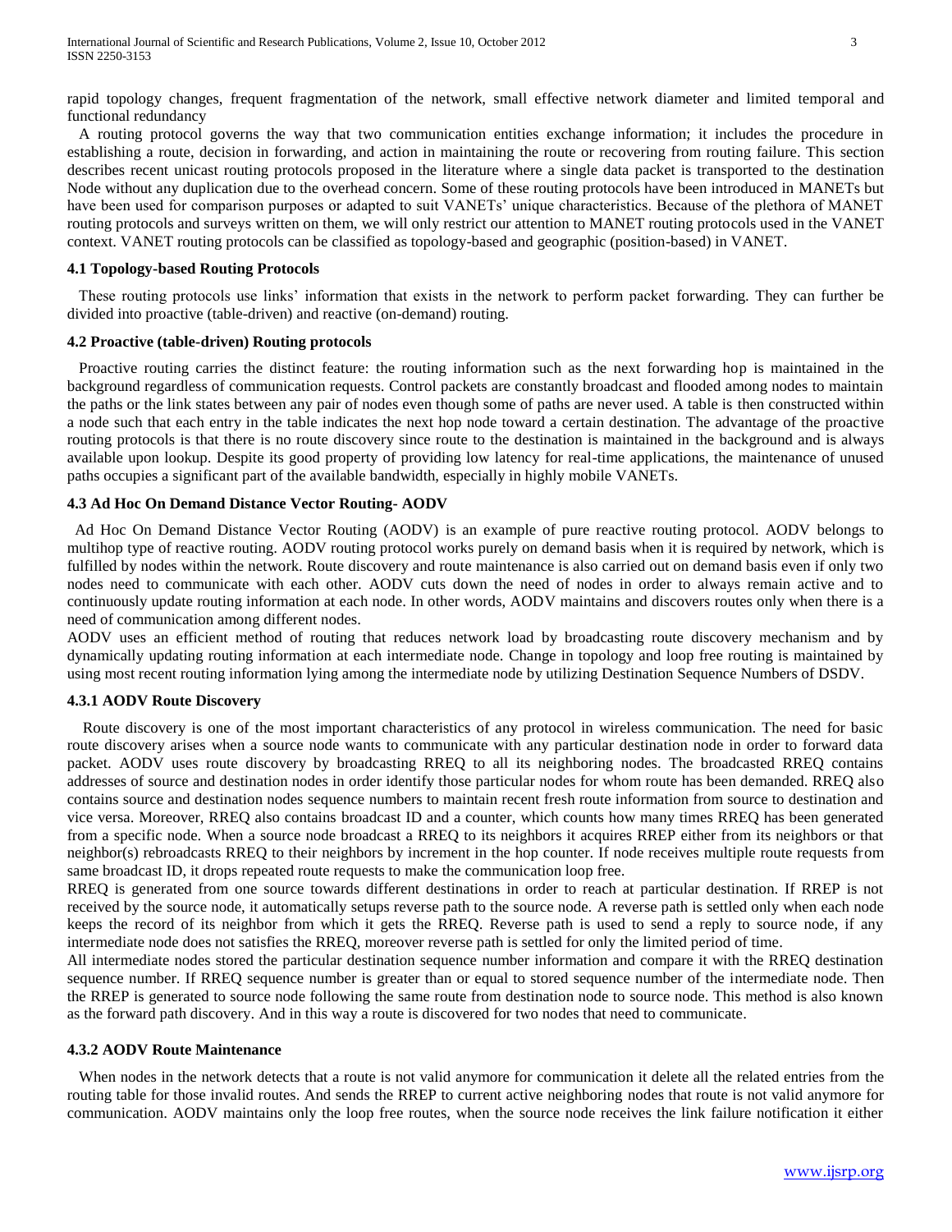rapid topology changes, frequent fragmentation of the network, small effective network diameter and limited temporal and functional redundancy

A routing protocol governs the way that two communication entities exchange information; it includes the procedure in establishing a route, decision in forwarding, and action in maintaining the route or recovering from routing failure. This section describes recent unicast routing protocols proposed in the literature where a single data packet is transported to the destination Node without any duplication due to the overhead concern. Some of these routing protocols have been introduced in MANETs but have been used for comparison purposes or adapted to suit VANETs' unique characteristics. Because of the plethora of MANET routing protocols and surveys written on them, we will only restrict our attention to MANET routing protocols used in the VANET context. VANET routing protocols can be classified as topology-based and geographic (position-based) in VANET.

### 4.1 Topology-based Routing Protocols

These routing protocols use links' information that exists in the network to perform packet forwarding. They can further be divided into proactive (table-driven) and reactive (on-demand) routing.

### 4.2 Proactive (table-driven) Routing protocols

Proactive routing carries the distinct feature: the routing information such as the next forwarding hop is maintained in the background regardless of communication requests. Control packets are constantly broadcast and flooded among nodes to maintain the paths or the link states between any pair of nodes even though some of paths are never used. A table is then constructed within a node such that each entry in the table indicates the next hop node toward a certain destination. The advantage of the proactive routing protocols is that there is no route discovery since route to the destination is maintained in the background and is always available upon lookup. Despite its good property of providing low latency for real-time applications, the maintenance of unused paths occupies a significant part of the available bandwidth, especially in highly mobile VANETs.

### 4.3 Ad Hoc On Demand Distance Vector Routing- AODV

Ad Hoc On Demand Distance Vector Routing (AODV) is an example of pure reactive routing protocol. AODV belongs to multihop type of reactive routing. AODV routing protocol works purely on demand basis when it is required by network, which is fulfilled by nodes within the network. Route discovery and route maintenance is also carried out on demand basis even if only two nodes need to communicate with each other. AODV cuts down the need of nodes in order to always remain active and to continuously update routing information at each node. In other words, AODV maintains and discovers routes only when there is a need of communication among different nodes.

AODV uses an efficient method of routing that reduces network load by broadcasting route discovery mechanism and by dynamically updating routing information at each intermediate node. Change in topology and loop free routing is maintained by using most recent routing information lying among the intermediate node by utilizing Destination Sequence Numbers of DSDV.

#### 4.3.1 AODV Route Discovery

Route discovery is one of the most important characteristics of any protocol in wireless communication. The need for basic route discovery arises when a source node wants to communicate with any particular destination node in order to forward data packet. AODV uses route discovery by broadcasting RREQ to all its neighboring nodes. The broadcasted RREQ contains addresses of source and destination nodes in order identify those particular nodes for whom route has been demanded. RREQ also contains source and destination nodes sequence numbers to maintain recent fresh route information from source to destination and vice versa. Moreover, RREQ also contains broadcast ID and a counter, which counts how many times RREQ has been generated from a specific node. When a source node broadcast a RREQ to its neighbors it acquires RREP either from its neighbors or that neighbor(s) rebroadcasts RREQ to their neighbors by increment in the hop counter. If node receives multiple route requests from same broadcast ID, it drops repeated route requests to make the communication loop free.

RREQ is generated from one source towards different destinations in order to reach at particular destination. If RREP is not received by the source node, it automatically setups reverse path to the source node. A reverse path is settled only when each node keeps the record of its neighbor from which it gets the RREQ. Reverse path is used to send a reply to source node, if any intermediate node does not satisfies the RREQ, moreover reverse path is settled for only the limited period of time.

All intermediate nodes stored the particular destination sequence number information and compare it with the RREQ destination sequence number. If RREQ sequence number is greater than or equal to stored sequence number of the intermediate node. Then the RREP is generated to source node following the same route from destination node to source node. This method is also known as the forward path discovery. And in this way a route is discovered for two nodes that need to communicate.

#### 4.3.2 AODV Route Maintenance

When nodes in the network detects that a route is not valid anymore for communication it delete all the related entries from the routing table for those invalid routes. And sends the RREP to current active neighboring nodes that route is not valid anymore for communication. AODV maintains only the loop free routes, when the source node receives the link failure notification it either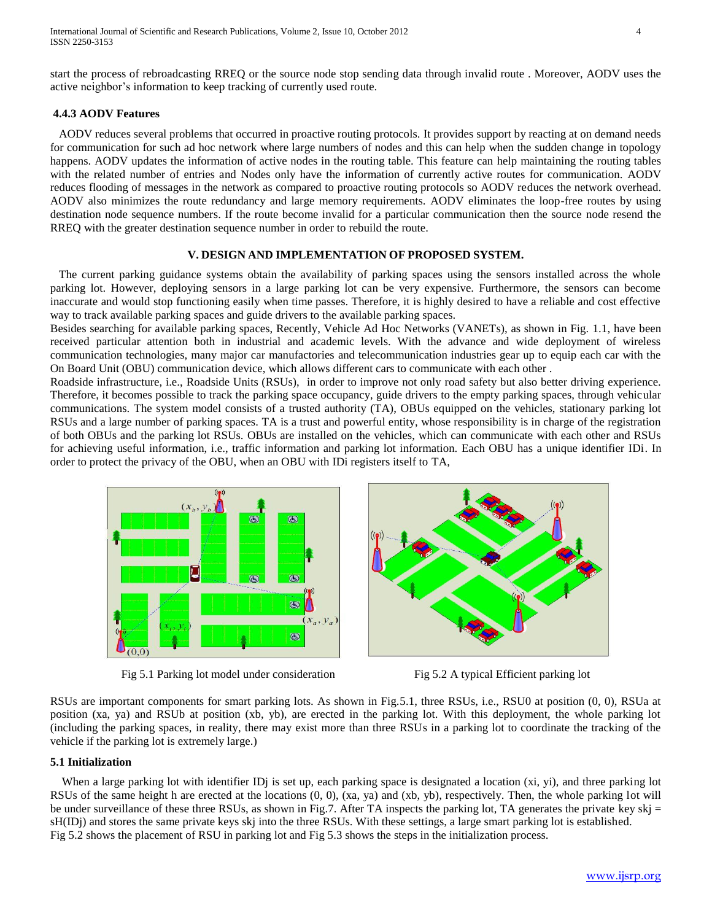start the process of rebroadcasting RREQ or the source node stop sending data through invalid route . Moreover, AODV uses the active neighbor's information to keep tracking of currently used route.

### 4.4.3 AODV Features

AODV reduces several problems that occurred in proactive routing protocols. It provides support by reacting at on demand needs for communication for such ad hoc network where large numbers of nodes and this can help when the sudden change in topology happens. AODV updates the information of active nodes in the routing table. This feature can help maintaining the routing tables with the related number of entries and Nodes only have the information of currently active routes for communication. AODV reduces flooding of messages in the network as compared to proactive routing protocols so AODV reduces the network overhead. AODV also minimizes the route redundancy and large memory requirements. AODV eliminates the loop-free routes by using destination node sequence numbers. If the route become invalid for a particular communication then the source node resend the RREQ with the greater destination sequence number in order to rebuild the route.

## V. DESIGN AND IMPLEMENTATION OF PROPOSED SYSTEM.

The current parking guidance systems obtain the availability of parking spaces using the sensors installed across the whole parking lot. However, deploying sensors in a large parking lot can be very expensive. Furthermore, the sensors can become inaccurate and would stop functioning easily when time passes. Therefore, it is highly desired to have a reliable and cost effective way to track available parking spaces and guide drivers to the available parking spaces.

Besides searching for available parking spaces, Recently, Vehicle Ad Hoc Networks (VANETs), as shown in Fig. 1.1, have been received particular attention both in industrial and academic levels. With the advance and wide deployment of wireless communication technologies, many major car manufactories and telecommunication industries gear up to equip each car with the On Board Unit (OBU) communication device, which allows different cars to communicate with each other .

Roadside infrastructure, i.e., Roadside Units (RSUs), in order to improve not only road safety but also better driving experience. Therefore, it becomes possible to track the parking space occupancy, guide drivers to the empty parking spaces, through vehicular communications. The system model consists of a trusted authority (TA), OBUs equipped on the vehicles, stationary parking lot RSUs and a large number of parking spaces. TA is a trust and powerful entity, whose responsibility is in charge of the registration of both OBUs and the parking lot RSUs. OBUs are installed on the vehicles, which can communicate with each other and RSUs for achieving useful information, i.e., traffic information and parking lot information. Each OBU has a unique identifier IDi. In order to protect the privacy of the OBU, when an OBU with IDi registers itself to TA,

$(x_b, y_b)$

$(x_i, y_i)$

$(x_a, y_a)$

(0,0)

Fig 5.1 Parking lot model under consideration

Fig 5.2 A typical Efficient parking lot

RSUs are important components for smart parking lots. As shown in Fig.5.1, three RSUs, i.e., RSU0 at position (0, 0), RSUa at position (xa, ya) and RSUb at position (xb, yb), are erected in the parking lot. With this deployment, the whole parking lot (including the parking spaces, in reality, there may exist more than three RSUs in a parking lot to coordinate the tracking of the vehicle if the parking lot is extremely large.)

### 5.1 Initialization

When a large parking lot with identifier IDj is set up, each parking space is designated a location (xi, yi), and three parking lot RSUs of the same height h are erected at the locations (0, 0), (xa, ya) and (xb, yb), respectively. Then, the whole parking lot will be under surveillance of these three RSUs, as shown in Fig.7. After TA inspects the parking lot, TA generates the private key skj = sH(IDj) and stores the same private keys skj into the three RSUs. With these settings, a large smart parking lot is established.

Fig 5.2 shows the placement of RSU in parking lot and Fig 5.3 shows the steps in the initialization process.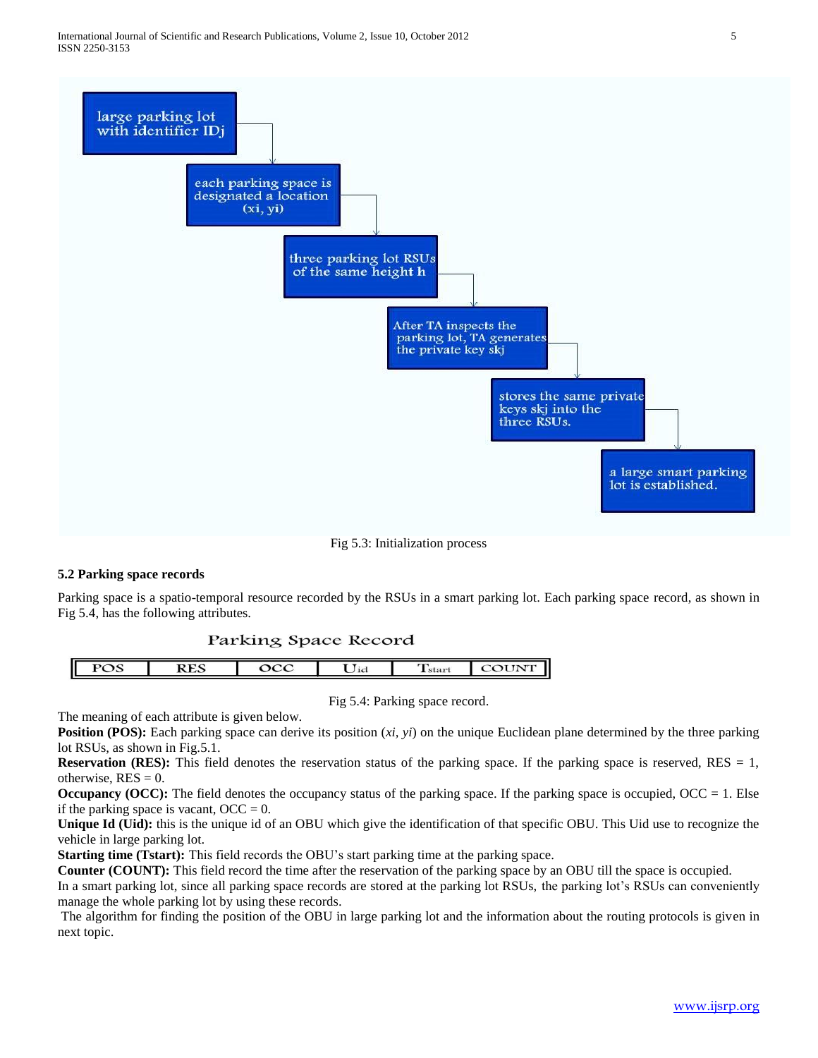large parking lot with identifier IDj

each parking space is designated a location (xi, yi)

three parking lot RSUs of the same height h

After TA inspects the parking lot, TA generates the private key skj

stores the same private keys skj into the three RSUs.

a large smart parking lot is established.

Fig 5.3: Initialization process

### 5.2 Parking space records

Parking space is a spatio-temporal resource recorded by the RSUs in a smart parking lot. Each parking space record, as shown in Fig 5.4, has the following attributes.

Parking Space Record

| | | | | | |
|---|---|---|---|---|---|
| POS | RES | OCC | $U_{id}$ | $T_{start}$ | COUNT |

Fig 5.4: Parking space record.

The meaning of each attribute is given below.

**Position (POS):** Each parking space can derive its position ($xi$, $yi$) on the unique Euclidean plane determined by the three parking lot RSUs, as shown in Fig.5.1.

**Reservation (RES):** This field denotes the reservation status of the parking space. If the parking space is reserved, RES = 1, otherwise, RES = 0.

**Occupancy (OCC):** The field denotes the occupancy status of the parking space. If the parking space is occupied, OCC = 1. Else if the parking space is vacant, OCC = 0.

**Unique Id (Uid):** this is the unique id of an OBU which give the identification of that specific OBU. This Uid use to recognize the vehicle in large parking lot.

**Starting time (Tstart):** This field records the OBU's start parking time at the parking space.

**Counter (COUNT):** This field record the time after the reservation of the parking space by an OBU till the space is occupied.

In a smart parking lot, since all parking space records are stored at the parking lot RSUs, the parking lot's RSUs can conveniently manage the whole parking lot by using these records.

The algorithm for finding the position of the OBU in large parking lot and the information about the routing protocols is given in next topic.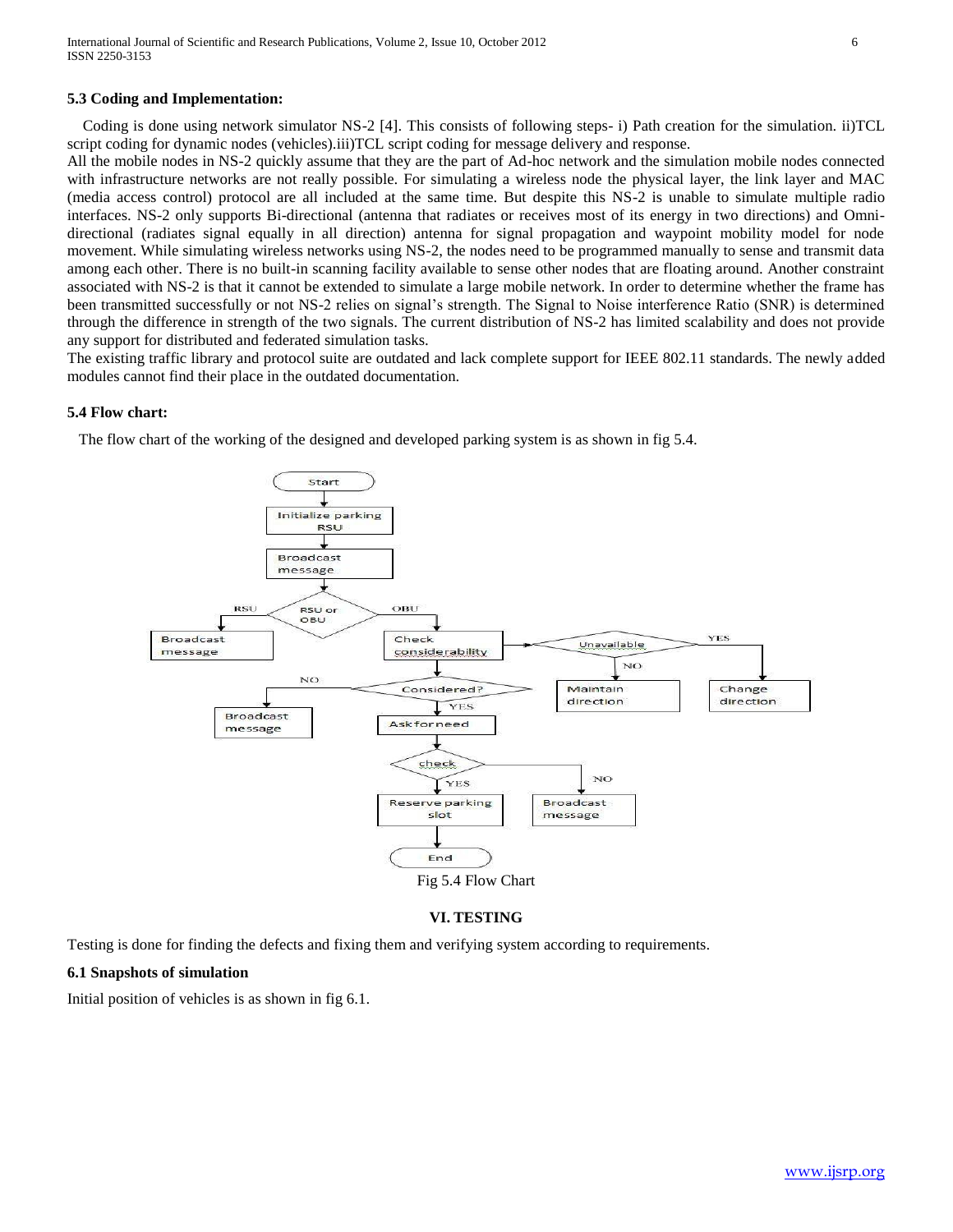### 5.3 Coding and Implementation:

Coding is done using network simulator NS-2 [4]. This consists of following steps- i) Path creation for the simulation. ii)TCL script coding for dynamic nodes (vehicles).iii)TCL script coding for message delivery and response.

All the mobile nodes in NS-2 quickly assume that they are the part of Ad-hoc network and the simulation mobile nodes connected with infrastructure networks are not really possible. For simulating a wireless node the physical layer, the link layer and MAC (media access control) protocol are all included at the same time. But despite this NS-2 is unable to simulate multiple radio interfaces. NS-2 only supports Bi-directional (antenna that radiates or receives most of its energy in two directions) and Omni-directional (radiates signal equally in all direction) antenna for signal propagation and waypoint mobility model for node movement. While simulating wireless networks using NS-2, the nodes need to be programmed manually to sense and transmit data among each other. There is no built-in scanning facility available to sense other nodes that are floating around. Another constraint associated with NS-2 is that it cannot be extended to simulate a large mobile network. In order to determine whether the frame has been transmitted successfully or not NS-2 relies on signal's strength. The Signal to Noise interference Ratio (SNR) is determined through the difference in strength of the two signals. The current distribution of NS-2 has limited scalability and does not provide any support for distributed and federated simulation tasks.

The existing traffic library and protocol suite are outdated and lack complete support for IEEE 802.11 standards. The newly added modules cannot find their place in the outdated documentation.

### 5.4 Flow chart:

The flow chart of the working of the designed and developed parking system is as shown in fig 5.4.

Start
Initialize parking RSU
Broadcast message
RSU or OBU
RSU
OBU
Broadcast message
Check considerability
Unavailable
YES
NO
Maintain direction
Change direction
Considered?
NO
YES
Broadcast message
Ask for need
check
YES
NO
Reserve parking slot
Broadcast message
End

Fig 5.4 Flow Chart

## VI. TESTING

Testing is done for finding the defects and fixing them and verifying system according to requirements.

### 6.1 Snapshots of simulation

Initial position of vehicles is as shown in fig 6.1.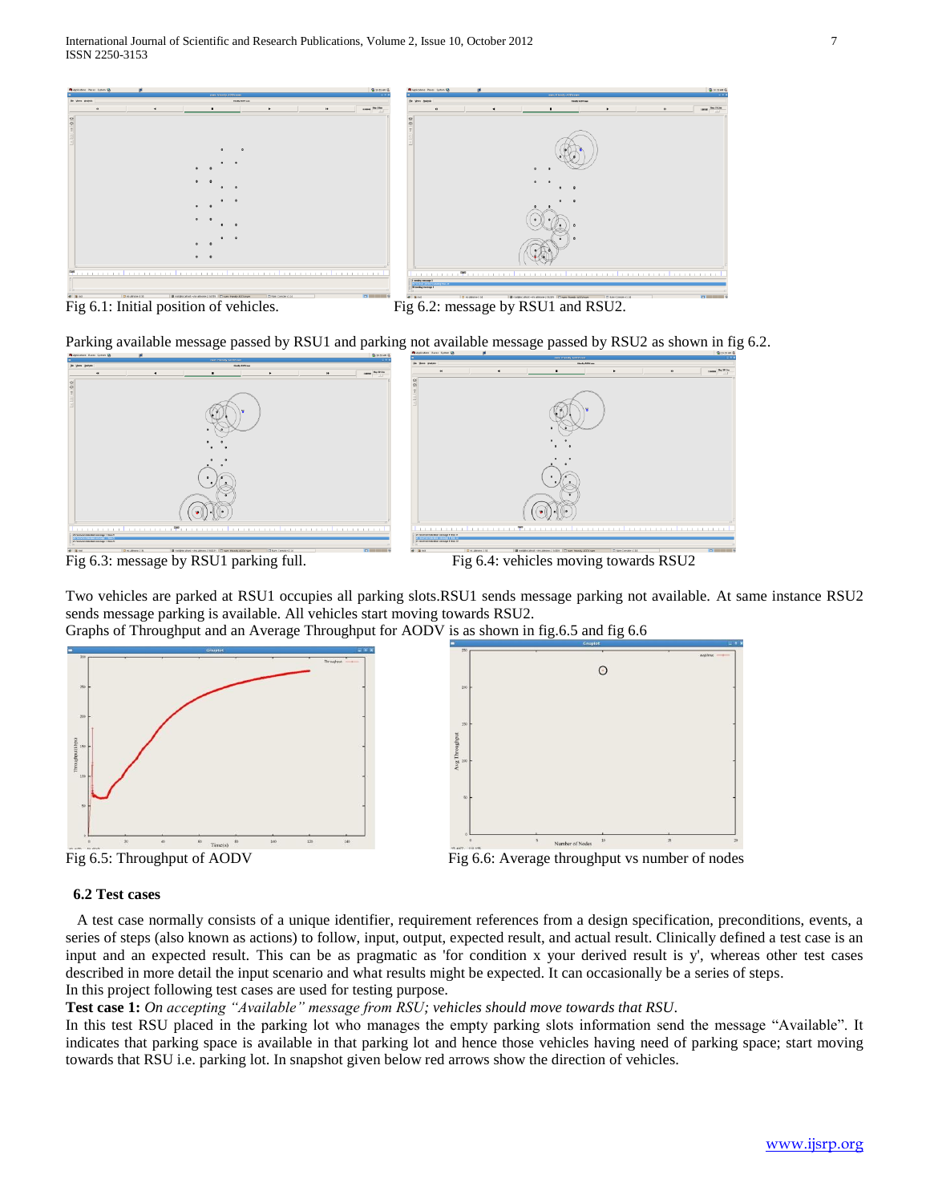Fig 6.1: Initial position of vehicles.

Fig 6.2: message by RSU1 and RSU2.

Parking available message passed by RSU1 and parking not available message passed by RSU2 as shown in fig 6.2.

Fig 6.3: message by RSU1 parking full.

Fig 6.4: vehicles moving towards RSU2

Two vehicles are parked at RSU1 occupies all parking slots.RSU1 sends message parking not available. At same instance RSU2 sends message parking is available. All vehicles start moving towards RSU2.

Graphs of Throughput and an Average Throughput for AODV is as shown in fig.6.5 and fig 6.6

Fig 6.5: Throughput of AODV

Fig 6.6: Average throughput vs number of nodes

### 6.2 Test cases

A test case normally consists of a unique identifier, requirement references from a design specification, preconditions, events, a series of steps (also known as actions) to follow, input, output, expected result, and actual result. Clinically defined a test case is an input and an expected result. This can be as pragmatic as 'for condition x your derived result is y', whereas other test cases described in more detail the input scenario and what results might be expected. It can occasionally be a series of steps.

In this project following test cases are used for testing purpose.

**Test case 1:** *On accepting "Available" message from RSU; vehicles should move towards that RSU.*

In this test RSU placed in the parking lot who manages the empty parking slots information send the message "Available". It indicates that parking space is available in that parking lot and hence those vehicles having need of parking space; start moving towards that RSU i.e. parking lot. In snapshot given below red arrows show the direction of vehicles.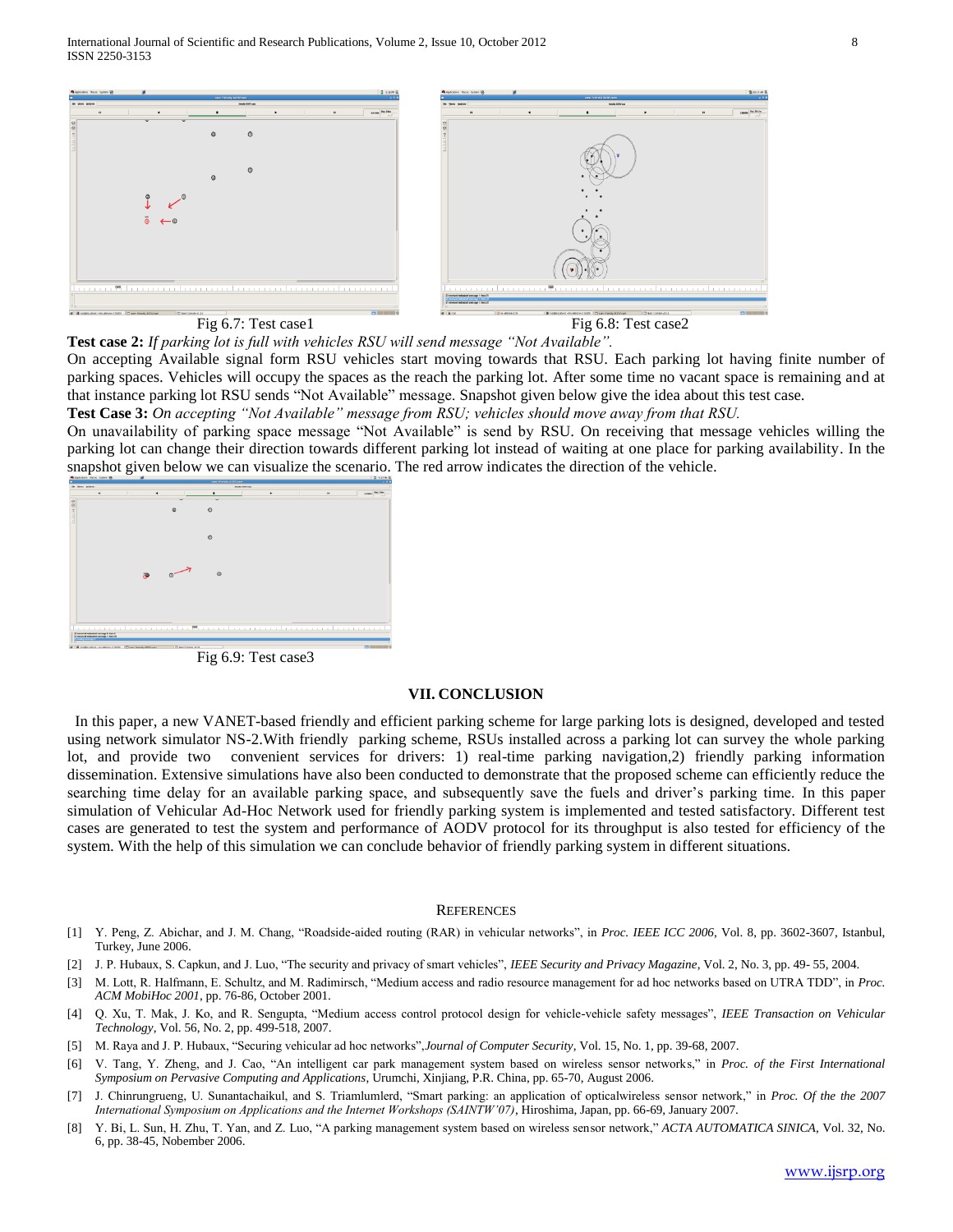Fig 6.7: Test case1

Fig 6.8: Test case2

**Test case 2:** *If parking lot is full with vehicles RSU will send message "Not Available".*

On accepting Available signal form RSU vehicles start moving towards that RSU. Each parking lot having finite number of parking spaces. Vehicles will occupy the spaces as the reach the parking lot. After some time no vacant space is remaining and at that instance parking lot RSU sends "Not Available" message. Snapshot given below give the idea about this test case.

**Test Case 3:** *On accepting "Not Available" message from RSU; vehicles should move away from that RSU.*

On unavailability of parking space message "Not Available" is send by RSU. On receiving that message vehicles willing the parking lot can change their direction towards different parking lot instead of waiting at one place for parking availability. In the snapshot given below we can visualize the scenario. The red arrow indicates the direction of the vehicle.

Fig 6.9: Test case3

## VII. CONCLUSION

In this paper, a new VANET-based friendly and efficient parking scheme for large parking lots is designed, developed and tested using network simulator NS-2.With friendly parking scheme, RSUs installed across a parking lot can survey the whole parking lot, and provide two convenient services for drivers: 1) real-time parking navigation,2) friendly parking information dissemination. Extensive simulations have also been conducted to demonstrate that the proposed scheme can efficiently reduce the searching time delay for an available parking space, and subsequently save the fuels and driver's parking time. In this paper simulation of Vehicular Ad-Hoc Network used for friendly parking system is implemented and tested satisfactory. Different test cases are generated to test the system and performance of AODV protocol for its throughput is also tested for efficiency of the system. With the help of this simulation we can conclude behavior of friendly parking system in different situations.

## REFERENCES

[1] Y. Peng, Z. Abichar, and J. M. Chang, "Roadside-aided routing (RAR) in vehicular networks", in *Proc. IEEE ICC 2006*, Vol. 8, pp. 3602-3607, Istanbul, Turkey, June 2006.

[2] J. P. Hubaux, S. Capkun, and J. Luo, "The security and privacy of smart vehicles", *IEEE Security and Privacy Magazine*, Vol. 2, No. 3, pp. 49- 55, 2004.

[3] M. Lott, R. Halfmann, E. Schultz, and M. Radimirsch, "Medium access and radio resource management for ad hoc networks based on UTRA TDD", in *Proc. ACM MobiHoc 2001*, pp. 76-86, October 2001.

[4] Q. Xu, T. Mak, J. Ko, and R. Sengupta, "Medium access control protocol design for vehicle-vehicle safety messages", *IEEE Transaction on Vehicular Technology*, Vol. 56, No. 2, pp. 499-518, 2007.

[5] M. Raya and J. P. Hubaux, "Securing vehicular ad hoc networks",*Journal of Computer Security*, Vol. 15, No. 1, pp. 39-68, 2007.

[6] V. Tang, Y. Zheng, and J. Cao, "An intelligent car park management system based on wireless sensor networks," in *Proc. of the First International Symposium on Pervasive Computing and Applications*, Urumchi, Xinjiang, P.R. China, pp. 65-70, August 2006.

[7] J. Chinrungrueng, U. Sunantachaikul, and S. Triamlumlerd, "Smart parking: an application of opticalwireless sensor network," in *Proc. Of the the 2007 International Symposium on Applications and the Internet Workshops (SAINTW'07)*, Hiroshima, Japan, pp. 66-69, January 2007.

[8] Y. Bi, L. Sun, H. Zhu, T. Yan, and Z. Luo, "A parking management system based on wireless sensor network," *ACTA AUTOMATICA SINICA*, Vol. 32, No. 6, pp. 38-45, Nobember 2006.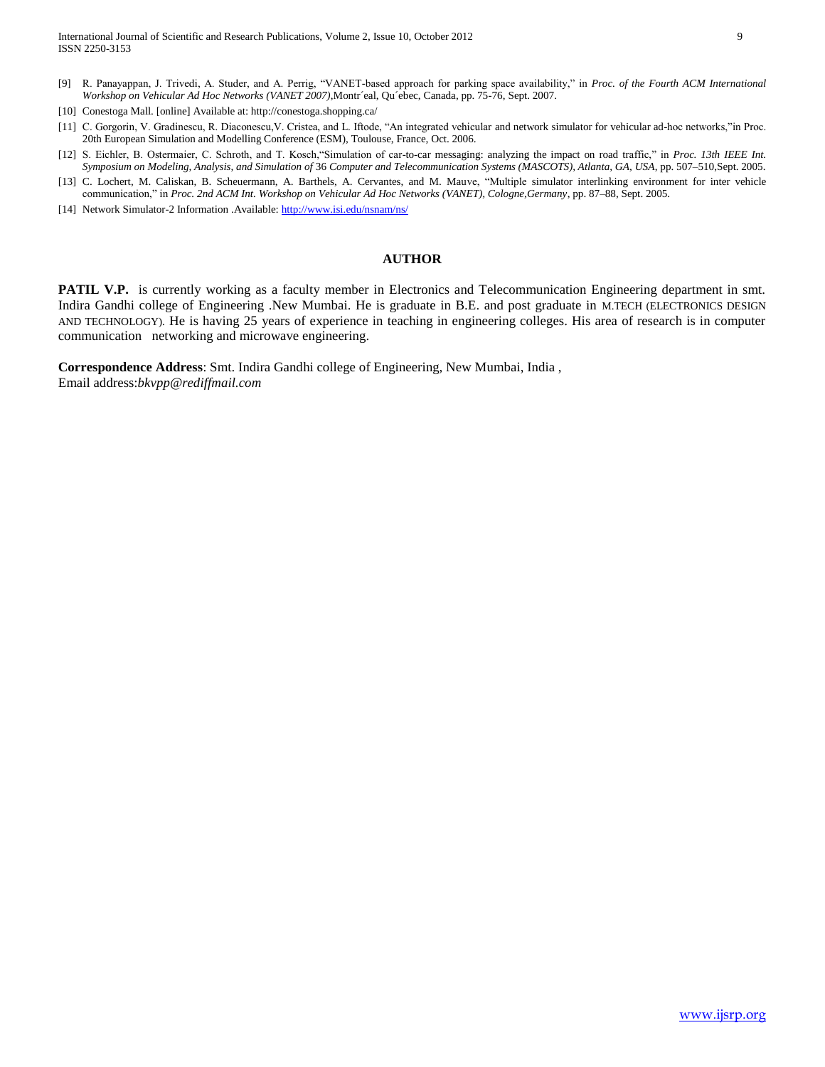[9] R. Panayappan, J. Trivedi, A. Studer, and A. Perrig, "VANET-based approach for parking space availability," in *Proc. of the Fourth ACM International Workshop on Vehicular Ad Hoc Networks (VANET 2007)*,Montr´eal, Qu´ebec, Canada, pp. 75-76, Sept. 2007.

[10] Conestoga Mall. [online] Available at: http://conestoga.shopping.ca/

[11] C. Gorgorin, V. Gradinescu, R. Diaconescu,V. Cristea, and L. Iftode, "An integrated vehicular and network simulator for vehicular ad-hoc networks,"in Proc. 20th European Simulation and Modelling Conference (ESM), Toulouse, France, Oct. 2006.

[12] S. Eichler, B. Ostermaier, C. Schroth, and T. Kosch,"Simulation of car-to-car messaging: analyzing the impact on road traffic," in *Proc. 13th IEEE Int. Symposium on Modeling, Analysis, and Simulation of* 36 *Computer and Telecommunication Systems (MASCOTS), Atlanta, GA, USA*, pp. 507–510,Sept. 2005.

[13] C. Lochert, M. Caliskan, B. Scheuermann, A. Barthels, A. Cervantes, and M. Mauve, "Multiple simulator interlinking environment for inter vehicle communication," in *Proc. 2nd ACM Int. Workshop on Vehicular Ad Hoc Networks (VANET), Cologne,Germany*, pp. 87–88, Sept. 2005.

[14] Network Simulator-2 Information .Available: http://www.isi.edu/nsnam/ns/

## AUTHOR

**PATIL V.P.** is currently working as a faculty member in Electronics and Telecommunication Engineering department in smt. Indira Gandhi college of Engineering .New Mumbai. He is graduate in B.E. and post graduate in M.TECH (ELECTRONICS DESIGN AND TECHNOLOGY). He is having 25 years of experience in teaching in engineering colleges. His area of research is in computer communication networking and microwave engineering.

**Correspondence Address**: Smt. Indira Gandhi college of Engineering, New Mumbai, India ,
Email address:*bkvpp@rediffmail.com*